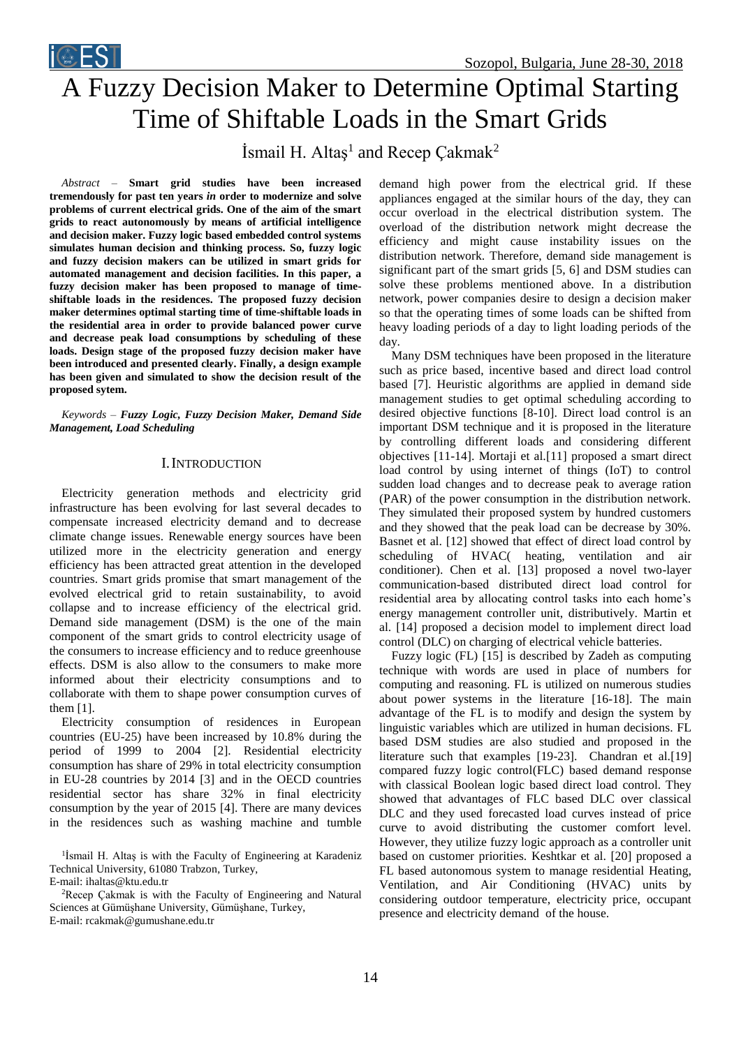# A Fuzzy Decision Maker to Determine Optimal Starting Time of Shiftable Loads in the Smart Grids

İsmail H. Altaş[1] and Recep Çakmak[2]

*Abstract* – **Smart grid studies have been increased tremendously for past ten years *in* order to modernize and solve problems of current electrical grids. One of the aim of the smart grids to react autonomously by means of artificial intelligence and decision maker. Fuzzy logic based embedded control systems simulates human decision and thinking process. So, fuzzy logic and fuzzy decision makers can be utilized in smart grids for automated management and decision facilities. In this paper, a fuzzy decision maker has been proposed to manage of time-shiftable loads in the residences. The proposed fuzzy decision maker determines optimal starting time of time-shiftable loads in the residential area in order to provide balanced power curve and decrease peak load consumptions by scheduling of these loads. Design stage of the proposed fuzzy decision maker have been introduced and presented clearly. Finally, a design example has been given and simulated to show the decision result of the proposed sytem.**

*Keywords* – ***Fuzzy Logic, Fuzzy Decision Maker, Demand Side Management, Load Scheduling***

## I. INTRODUCTION

Electricity generation methods and electricity grid infrastructure has been evolving for last several decades to compensate increased electricity demand and to decrease climate change issues. Renewable energy sources have been utilized more in the electricity generation and energy efficiency has been attracted great attention in the developed countries. Smart grids promise that smart management of the evolved electrical grid to retain sustainability, to avoid collapse and to increase efficiency of the electrical grid. Demand side management (DSM) is the one of the main component of the smart grids to control electricity usage of the consumers to increase efficiency and to reduce greenhouse effects. DSM is also allow to the consumers to make more informed about their electricity consumptions and to collaborate with them to shape power consumption curves of them [1].

Electricity consumption of residences in European countries (EU-25) have been increased by 10.8% during the period of 1999 to 2004 [2]. Residential electricity consumption has share of 29% in total electricity consumption in EU-28 countries by 2014 [3] and in the OECD countries residential sector has share 32% in final electricity consumption by the year of 2015 [4]. There are many devices in the residences such as washing machine and tumble demand high power from the electrical grid. If these appliances engaged at the similar hours of the day, they can occur overload in the electrical distribution system. The overload of the distribution network might decrease the efficiency and might cause instability issues on the distribution network. Therefore, demand side management is significant part of the smart grids [5, 6] and DSM studies can solve these problems mentioned above. In a distribution network, power companies desire to design a decision maker so that the operating times of some loads can be shifted from heavy loading periods of a day to light loading periods of the day.

Many DSM techniques have been proposed in the literature such as price based, incentive based and direct load control based [7]. Heuristic algorithms are applied in demand side management studies to get optimal scheduling according to desired objective functions [8-10]. Direct load control is an important DSM technique and it is proposed in the literature by controlling different loads and considering different objectives [11-14]. Mortaji et al.[11] proposed a smart direct load control by using internet of things (IoT) to control sudden load changes and to decrease peak to average ration (PAR) of the power consumption in the distribution network. They simulated their proposed system by hundred customers and they showed that the peak load can be decrease by 30%. Basnet et al. [12] showed that effect of direct load control by scheduling of HVAC( heating, ventilation and air conditioner). Chen et al. [13] proposed a novel two-layer communication-based distributed direct load control for residential area by allocating control tasks into each home's energy management controller unit, distributively. Martin et al. [14] proposed a decision model to implement direct load control (DLC) on charging of electrical vehicle batteries.

Fuzzy logic (FL) [15] is described by Zadeh as computing technique with words are used in place of numbers for computing and reasoning. FL is utilized on numerous studies about power systems in the literature [16-18]. The main advantage of the FL is to modify and design the system by linguistic variables which are utilized in human decisions. FL based DSM studies are also studied and proposed in the literature such that examples [19-23]. Chandran et al.[19] compared fuzzy logic control(FLC) based demand response with classical Boolean logic based direct load control. They showed that advantages of FLC based DLC over classical DLC and they used forecasted load curves instead of price curve to avoid distributing the customer comfort level. However, they utilize fuzzy logic approach as a controller unit based on customer priorities. Keshtkar et al. [20] proposed a FL based autonomous system to manage residential Heating, Ventilation, and Air Conditioning (HVAC) units by considering outdoor temperature, electricity price, occupant presence and electricity demand of the house.

[1]İsmail H. Altaş is with the Faculty of Engineering at Karadeniz Technical University, 61080 Trabzon, Turkey,
E-mail: ihaltas@ktu.edu.tr

[2]Recep Çakmak is with the Faculty of Engineering and Natural Sciences at Gümüşhane University, Gümüşhane, Turkey,
E-mail: rcakmak@gumushane.edu.tr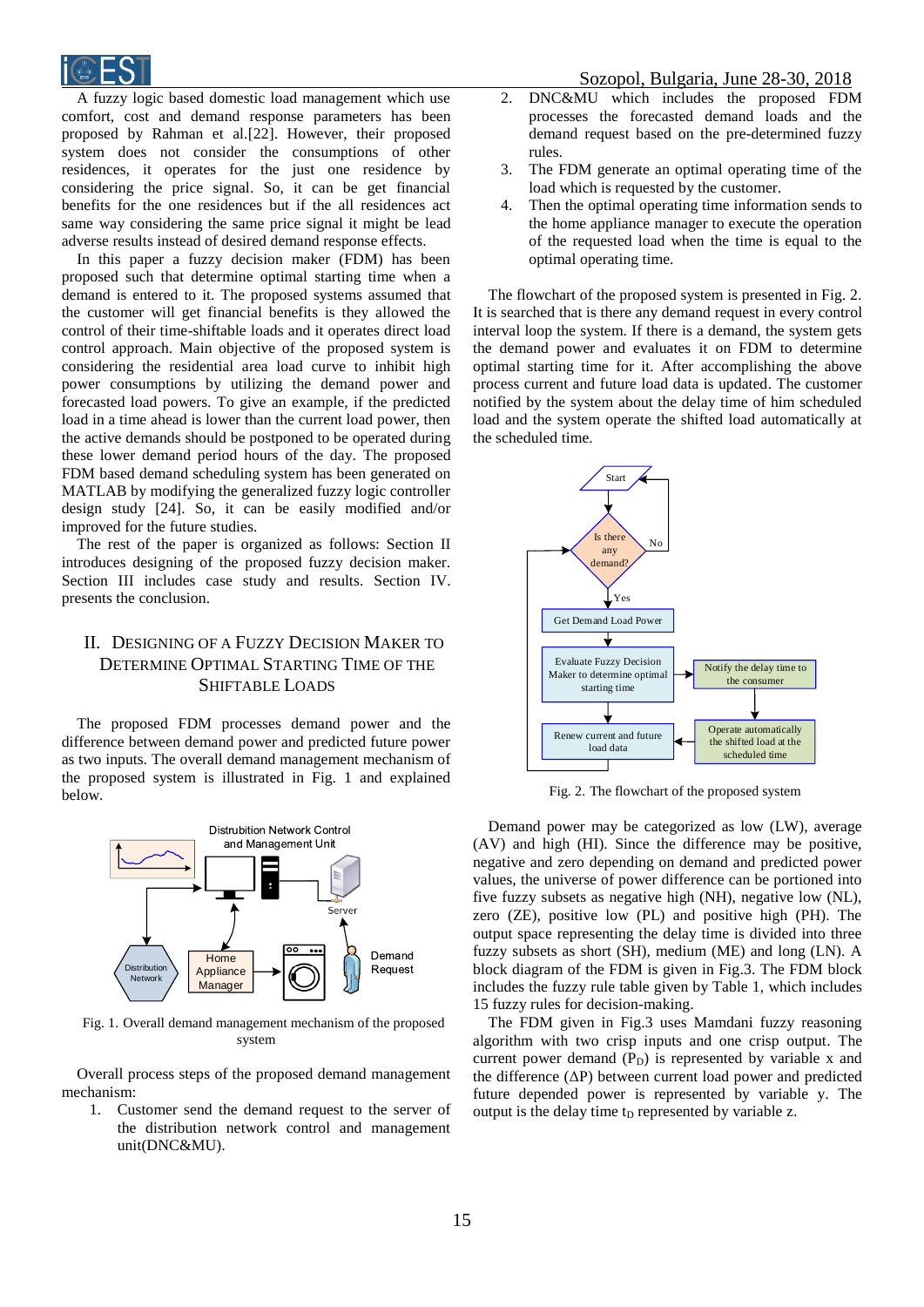A fuzzy logic based domestic load management which use comfort, cost and demand response parameters has been proposed by Rahman et al.[22]. However, their proposed system does not consider the consumptions of other residences, it operates for the just one residence by considering the price signal. So, it can be get financial benefits for the one residences but if the all residences act same way considering the same price signal it might be lead adverse results instead of desired demand response effects.

In this paper a fuzzy decision maker (FDM) has been proposed such that determine optimal starting time when a demand is entered to it. The proposed systems assumed that the customer will get financial benefits is they allowed the control of their time-shiftable loads and it operates direct load control approach. Main objective of the proposed system is considering the residential area load curve to inhibit high power consumptions by utilizing the demand power and forecasted load powers. To give an example, if the predicted load in a time ahead is lower than the current load power, then the active demands should be postponed to be operated during these lower demand period hours of the day. The proposed FDM based demand scheduling system has been generated on MATLAB by modifying the generalized fuzzy logic controller design study [24]. So, it can be easily modified and/or improved for the future studies.

The rest of the paper is organized as follows: Section II introduces designing of the proposed fuzzy decision maker. Section III includes case study and results. Section IV. presents the conclusion.

## II. Designing of a Fuzzy Decision Maker to Determine Optimal Starting Time of the Shiftable Loads

The proposed FDM processes demand power and the difference between demand power and predicted future power as two inputs. The overall demand management mechanism of the proposed system is illustrated in Fig. 1 and explained below.

Fig. 1. Overall demand management mechanism of the proposed system

Overall process steps of the proposed demand management mechanism:

1. Customer send the demand request to the server of the distribution network control and management unit(DNC&MU).
2. DNC&MU which includes the proposed FDM processes the forecasted demand loads and the demand request based on the pre-determined fuzzy rules.
3. The FDM generate an optimal operating time of the load which is requested by the customer.
4. Then the optimal operating time information sends to the home appliance manager to execute the operation of the requested load when the time is equal to the optimal operating time.

The flowchart of the proposed system is presented in Fig. 2. It is searched that is there any demand request in every control interval loop the system. If there is a demand, the system gets the demand power and evaluates it on FDM to determine optimal starting time for it. After accomplishing the above process current and future load data is updated. The customer notified by the system about the delay time of him scheduled load and the system operate the shifted load automatically at the scheduled time.

Fig. 2. The flowchart of the proposed system

Demand power may be categorized as low (LW), average (AV) and high (HI). Since the difference may be positive, negative and zero depending on demand and predicted power values, the universe of power difference can be portioned into five fuzzy subsets as negative high (NH), negative low (NL), zero (ZE), positive low (PL) and positive high (PH). The output space representing the delay time is divided into three fuzzy subsets as short (SH), medium (ME) and long (LN). A block diagram of the FDM is given in Fig.3. The FDM block includes the fuzzy rule table given by Table 1, which includes 15 fuzzy rules for decision-making.

The FDM given in Fig.3 uses Mamdani fuzzy reasoning algorithm with two crisp inputs and one crisp output. The current power demand ($P_D$) is represented by variable x and the difference ($\Delta P$) between current load power and predicted future depended power is represented by variable y. The output is the delay time $t_D$ represented by variable z.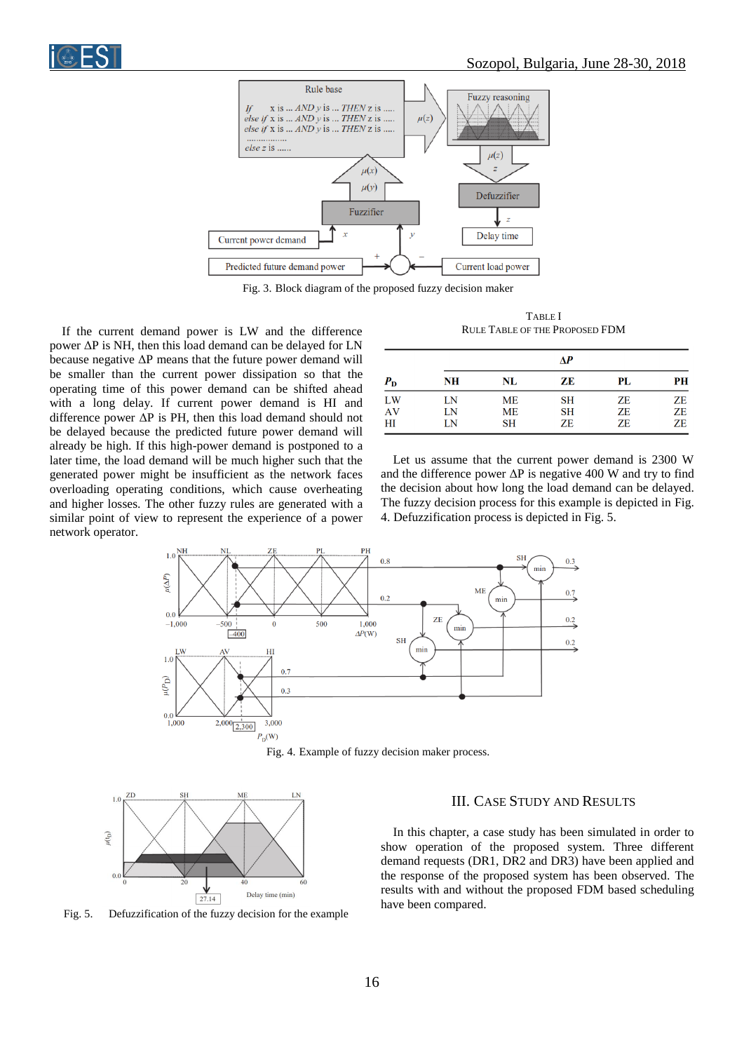Fig. 3. Block diagram of the proposed fuzzy decision maker

If the current demand power is LW and the difference power ΔP is NH, then this load demand can be delayed for LN because negative ΔP means that the future power demand will be smaller than the current power dissipation so that the operating time of this power demand can be shifted ahead with a long delay. If current power demand is HI and difference power ΔP is PH, then this load demand should not be delayed because the predicted future power demand will already be high. If this high-power demand is postponed to a later time, the load demand will be much higher such that the generated power might be insufficient as the network faces overloading operating conditions, which cause overheating and higher losses. The other fuzzy rules are generated with a similar point of view to represent the experience of a power network operator.

TABLE I
RULE TABLE OF THE PROPOSED FDM

| | ΔP | | | | |
|---|---|---|---|---|---|
| $P_D$ | NH | NL | ZE | PL | PH |
| LW | LN | ME | SH | ZE | ZE |
| AV | LN | ME | SH | ZE | ZE |
| HI | LN | SH | ZE | ZE | ZE |

Let us assume that the current power demand is 2300 W and the difference power ΔP is negative 400 W and try to find the decision about how long the load demand can be delayed. The fuzzy decision process for this example is depicted in Fig. 4. Defuzzification process is depicted in Fig. 5.

Fig. 4. Example of fuzzy decision maker process.

Fig. 5. Defuzzification of the fuzzy decision for the example

## III. CASE STUDY AND RESULTS

In this chapter, a case study has been simulated in order to show operation of the proposed system. Three different demand requests (DR1, DR2 and DR3) have been applied and the response of the proposed system has been observed. The results with and without the proposed FDM based scheduling have been compared.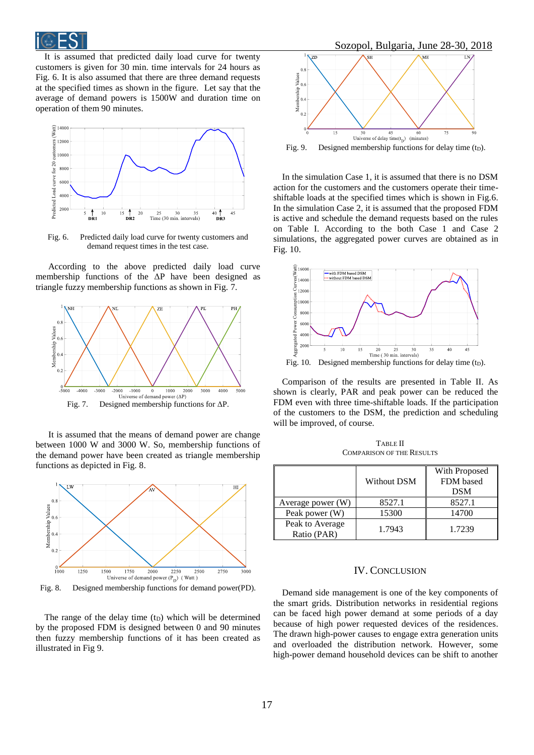It is assumed that predicted daily load curve for twenty customers is given for 30 min. time intervals for 24 hours as Fig. 6. It is also assumed that there are three demand requests at the specified times as shown in the figure. Let say that the average of demand powers is 1500W and duration time on operation of them 90 minutes.

Fig. 6. Predicted daily load curve for twenty customers and demand request times in the test case.

According to the above predicted daily load curve membership functions of the ΔP have been designed as triangle fuzzy membership functions as shown in Fig. 7.

Fig. 7. Designed membership functions for ΔP.

It is assumed that the means of demand power are change between 1000 W and 3000 W. So, membership functions of the demand power have been created as triangle membership functions as depicted in Fig. 8.

Fig. 8. Designed membership functions for demand power(PD).

The range of the delay time ($t_D$) which will be determined by the proposed FDM is designed between 0 and 90 minutes then fuzzy membership functions of it has been created as illustrated in Fig 9.

Fig. 9. Designed membership functions for delay time ($t_D$).

In the simulation Case 1, it is assumed that there is no DSM action for the customers and the customers operate their time-shiftable loads at the specified times which is shown in Fig.6. In the simulation Case 2, it is assumed that the proposed FDM is active and schedule the demand requests based on the rules on Table I. According to the both Case 1 and Case 2 simulations, the aggregated power curves are obtained as in Fig. 10.

Fig. 10. Designed membership functions for delay time ($t_D$).

Comparison of the results are presented in Table II. As shown is clearly, PAR and peak power can be reduced the FDM even with three time-shiftable loads. If the participation of the customers to the DSM, the prediction and scheduling will be improved, of course.

TABLE II
COMPARISON OF THE RESULTS

| | Without DSM | With Proposed FDM based DSM |
|---|---|---|
| Average power (W) | 8527.1 | 8527.1 |
| Peak power (W) | 15300 | 14700 |
| Peak to Average Ratio (PAR) | 1.7943 | 1.7239 |

## IV. CONCLUSION

Demand side management is one of the key components of the smart grids. Distribution networks in residential regions can be faced high power demand at some periods of a day because of high power requested devices of the residences. The drawn high-power causes to engage extra generation units and overloaded the distribution network. However, some high-power demand household devices can be shift to another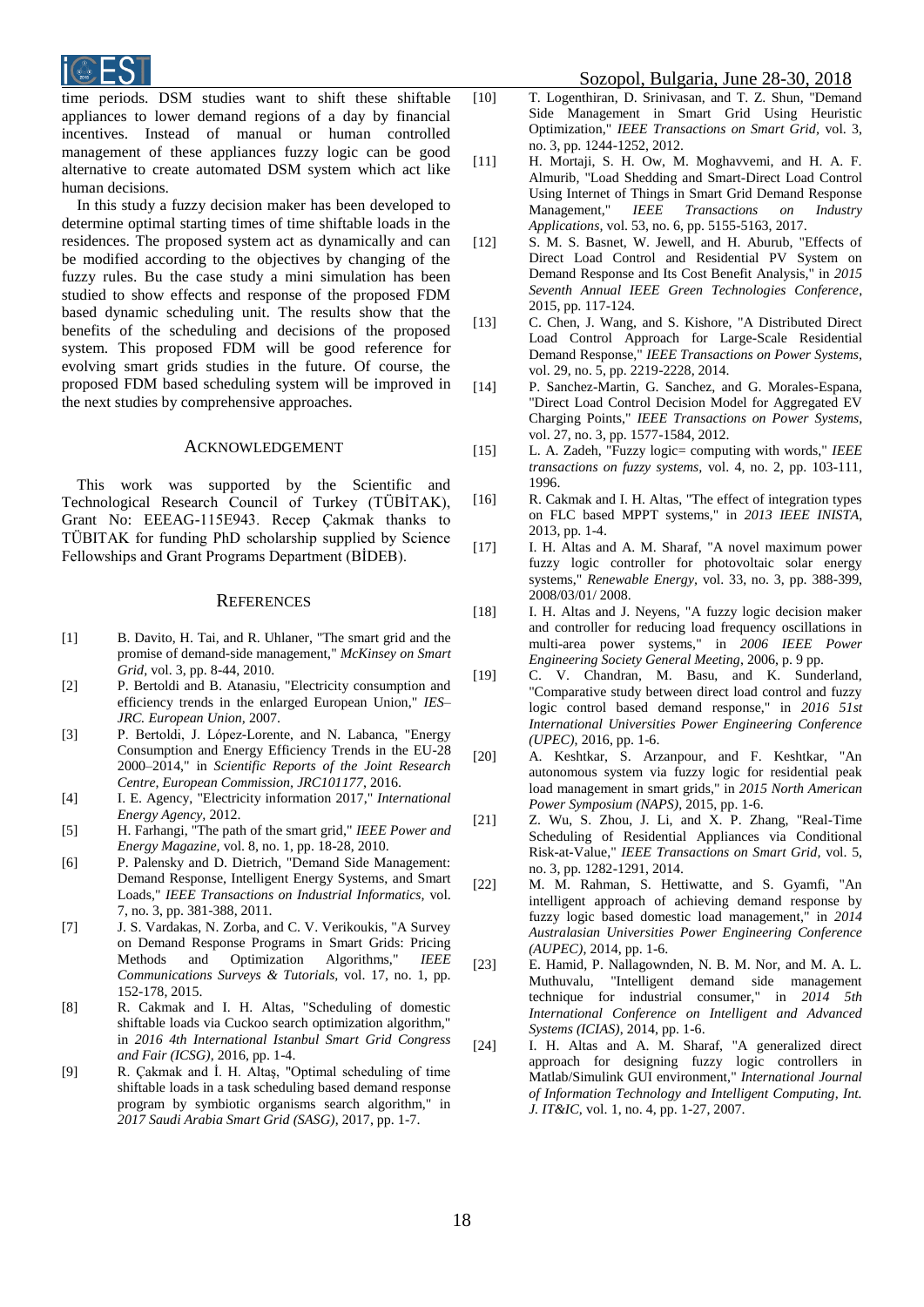time periods. DSM studies want to shift these shiftable appliances to lower demand regions of a day by financial incentives. Instead of manual or human controlled management of these appliances fuzzy logic can be good alternative to create automated DSM system which act like human decisions.

In this study a fuzzy decision maker has been developed to determine optimal starting times of time shiftable loads in the residences. The proposed system act as dynamically and can be modified according to the objectives by changing of the fuzzy rules. Bu the case study a mini simulation has been studied to show effects and response of the proposed FDM based dynamic scheduling unit. The results show that the benefits of the scheduling and decisions of the proposed system. This proposed FDM will be good reference for evolving smart grids studies in the future. Of course, the proposed FDM based scheduling system will be improved in the next studies by comprehensive approaches.

## ACKNOWLEDGEMENT

This work was supported by the Scientific and Technological Research Council of Turkey (TÜBİTAK), Grant No: EEEAG-115E943. Recep Çakmak thanks to TÜBITAK for funding PhD scholarship supplied by Science Fellowships and Grant Programs Department (BİDEB).

## REFERENCES

[1] B. Davito, H. Tai, and R. Uhlaner, "The smart grid and the promise of demand-side management," *McKinsey on Smart Grid,* vol. 3, pp. 8-44, 2010.

[2] P. Bertoldi and B. Atanasiu, "Electricity consumption and efficiency trends in the enlarged European Union," *IES–JRC. European Union,* 2007.

[3] P. Bertoldi, J. López-Lorente, and N. Labanca, "Energy Consumption and Energy Efficiency Trends in the EU-28 2000–2014," in *Scientific Reports of the Joint Research Centre, European Commission, JRC101177*, 2016.

[4] I. E. Agency, "Electricity information 2017," *International Energy Agency,* 2012.

[5] H. Farhangi, "The path of the smart grid," *IEEE Power and Energy Magazine,* vol. 8, no. 1, pp. 18-28, 2010.

[6] P. Palensky and D. Dietrich, "Demand Side Management: Demand Response, Intelligent Energy Systems, and Smart Loads," *IEEE Transactions on Industrial Informatics,* vol. 7, no. 3, pp. 381-388, 2011.

[7] J. S. Vardakas, N. Zorba, and C. V. Verikoukis, "A Survey on Demand Response Programs in Smart Grids: Pricing Methods and Optimization Algorithms," *IEEE Communications Surveys & Tutorials,* vol. 17, no. 1, pp. 152-178, 2015.

[8] R. Cakmak and I. H. Altas, "Scheduling of domestic shiftable loads via Cuckoo search optimization algorithm," in *2016 4th International Istanbul Smart Grid Congress and Fair (ICSG)*, 2016, pp. 1-4.

[9] R. Çakmak and İ. H. Altaş, "Optimal scheduling of time shiftable loads in a task scheduling based demand response program by symbiotic organisms search algorithm," in *2017 Saudi Arabia Smart Grid (SASG)*, 2017, pp. 1-7.

[10] T. Logenthiran, D. Srinivasan, and T. Z. Shun, "Demand Side Management in Smart Grid Using Heuristic Optimization," *IEEE Transactions on Smart Grid,* vol. 3, no. 3, pp. 1244-1252, 2012.

[11] H. Mortaji, S. H. Ow, M. Moghavvemi, and H. A. F. Almurib, "Load Shedding and Smart-Direct Load Control Using Internet of Things in Smart Grid Demand Response Management," *IEEE Transactions on Industry Applications,* vol. 53, no. 6, pp. 5155-5163, 2017.

[12] S. M. S. Basnet, W. Jewell, and H. Aburub, "Effects of Direct Load Control and Residential PV System on Demand Response and Its Cost Benefit Analysis," in *2015 Seventh Annual IEEE Green Technologies Conference*, 2015, pp. 117-124.

[13] C. Chen, J. Wang, and S. Kishore, "A Distributed Direct Load Control Approach for Large-Scale Residential Demand Response," *IEEE Transactions on Power Systems,* vol. 29, no. 5, pp. 2219-2228, 2014.

[14] P. Sanchez-Martin, G. Sanchez, and G. Morales-Espana, "Direct Load Control Decision Model for Aggregated EV Charging Points," *IEEE Transactions on Power Systems,* vol. 27, no. 3, pp. 1577-1584, 2012.

[15] L. A. Zadeh, "Fuzzy logic= computing with words," *IEEE transactions on fuzzy systems,* vol. 4, no. 2, pp. 103-111, 1996.

[16] R. Cakmak and I. H. Altas, "The effect of integration types on FLC based MPPT systems," in *2013 IEEE INISTA*, 2013, pp. 1-4.

[17] I. H. Altas and A. M. Sharaf, "A novel maximum power fuzzy logic controller for photovoltaic solar energy systems," *Renewable Energy,* vol. 33, no. 3, pp. 388-399, 2008/03/01/ 2008.

[18] I. H. Altas and J. Neyens, "A fuzzy logic decision maker and controller for reducing load frequency oscillations in multi-area power systems," in *2006 IEEE Power Engineering Society General Meeting*, 2006, p. 9 pp.

[19] C. V. Chandran, M. Basu, and K. Sunderland, "Comparative study between direct load control and fuzzy logic control based demand response," in *2016 51st International Universities Power Engineering Conference (UPEC)*, 2016, pp. 1-6.

[20] A. Keshtkar, S. Arzanpour, and F. Keshtkar, "An autonomous system via fuzzy logic for residential peak load management in smart grids," in *2015 North American Power Symposium (NAPS)*, 2015, pp. 1-6.

[21] Z. Wu, S. Zhou, J. Li, and X. P. Zhang, "Real-Time Scheduling of Residential Appliances via Conditional Risk-at-Value," *IEEE Transactions on Smart Grid,* vol. 5, no. 3, pp. 1282-1291, 2014.

[22] M. M. Rahman, S. Hettiwatte, and S. Gyamfi, "An intelligent approach of achieving demand response by fuzzy logic based domestic load management," in *2014 Australasian Universities Power Engineering Conference (AUPEC)*, 2014, pp. 1-6.

[23] E. Hamid, P. Nallagownden, N. B. M. Nor, and M. A. L. Muthuvalu, "Intelligent demand side management technique for industrial consumer," in *2014 5th International Conference on Intelligent and Advanced Systems (ICIAS)*, 2014, pp. 1-6.

[24] I. H. Altas and A. M. Sharaf, "A generalized direct approach for designing fuzzy logic controllers in Matlab/Simulink GUI environment," *International Journal of Information Technology and Intelligent Computing, Int. J. IT&IC,* vol. 1, no. 4, pp. 1-27, 2007.